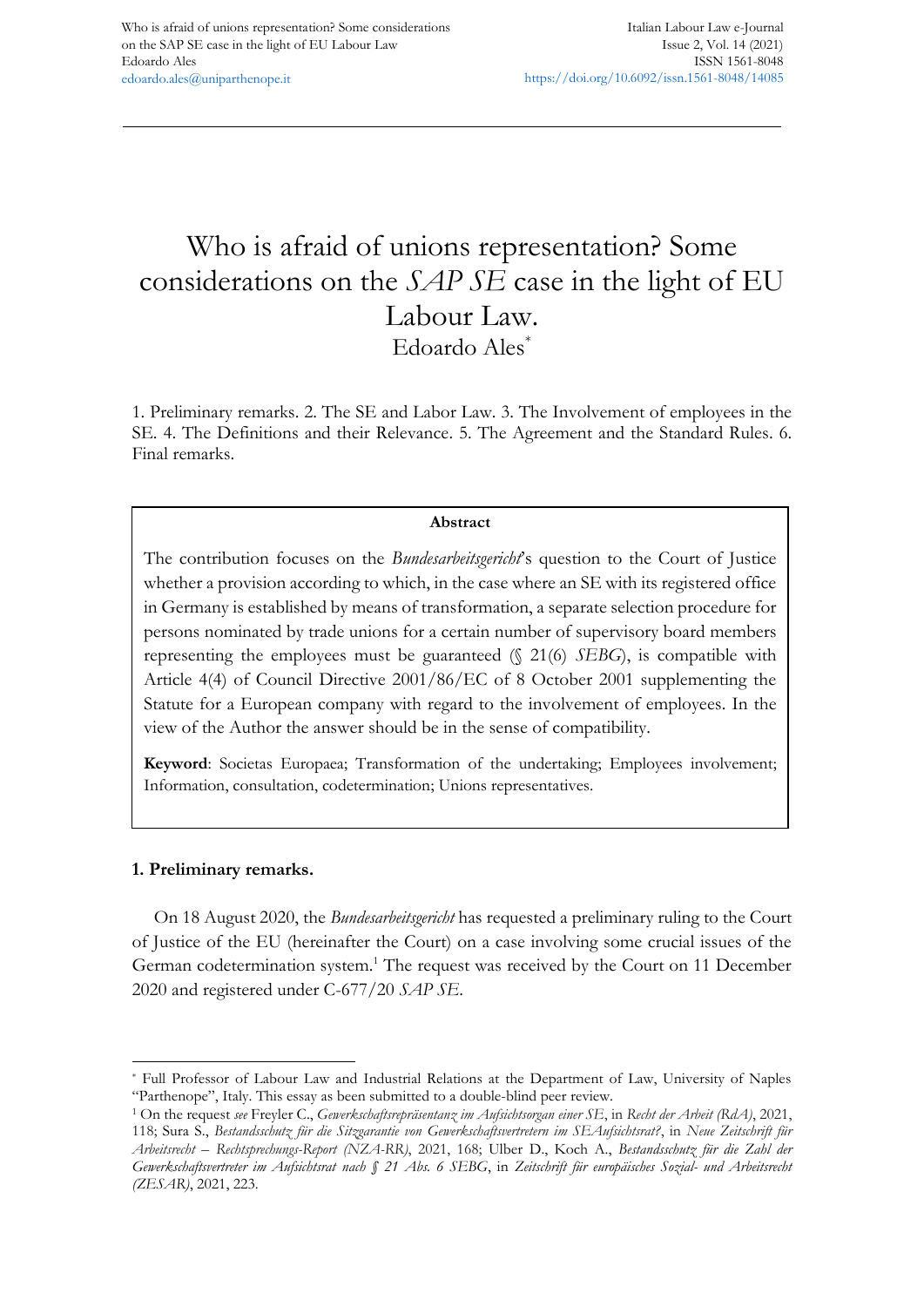# Who is afraid of unions representation? Some considerations on the *SAP SE* case in the light of EU Labour Law.

Edoardo Ales[*]

1. Preliminary remarks. 2. The SE and Labor Law. 3. The Involvement of employees in the SE. 4. The Definitions and their Relevance. 5. The Agreement and the Standard Rules. 6. Final remarks.

**Abstract**

The contribution focuses on the *Bundesarbeitsgericht*'s question to the Court of Justice whether a provision according to which, in the case where an SE with its registered office in Germany is established by means of transformation, a separate selection procedure for persons nominated by trade unions for a certain number of supervisory board members representing the employees must be guaranteed (§ 21(6) *SEBG*), is compatible with Article 4(4) of Council Directive 2001/86/EC of 8 October 2001 supplementing the Statute for a European company with regard to the involvement of employees. In the view of the Author the answer should be in the sense of compatibility.

**Keyword**: Societas Europaea; Transformation of the undertaking; Employees involvement; Information, consultation, codetermination; Unions representatives.

## 1. Preliminary remarks.

On 18 August 2020, the *Bundesarbeitsgericht* has requested a preliminary ruling to the Court of Justice of the EU (hereinafter the Court) on a case involving some crucial issues of the German codetermination system.[1] The request was received by the Court on 11 December 2020 and registered under C-677/20 *SAP SE*.

---

[*] Full Professor of Labour Law and Industrial Relations at the Department of Law, University of Naples "Parthenope", Italy. This essay as been submitted to a double-blind peer review.

[1] On the request *see* Freyler C., *Gewerkschaftsrepräsentanz im Aufsichtsorgan einer SE*, in *Recht der Arbeit (RdA)*, 2021, 118; Sura S., *Bestandsschutz für die Sitzgarantie von Gewerkschaftsvertretern im SEAufsichtsrat?*, in *Neue Zeitschrift für Arbeitsrecht – Rechtsprechungs-Report (NZA-RR)*, 2021, 168; Ulber D., Koch A., *Bestandsschutz für die Zahl der Gewerkschaftsvertreter im Aufsichtsrat nach § 21 Abs. 6 SEBG*, in *Zeitschrift für europäisches Sozial- und Arbeitsrecht (ZESAR)*, 2021, 223.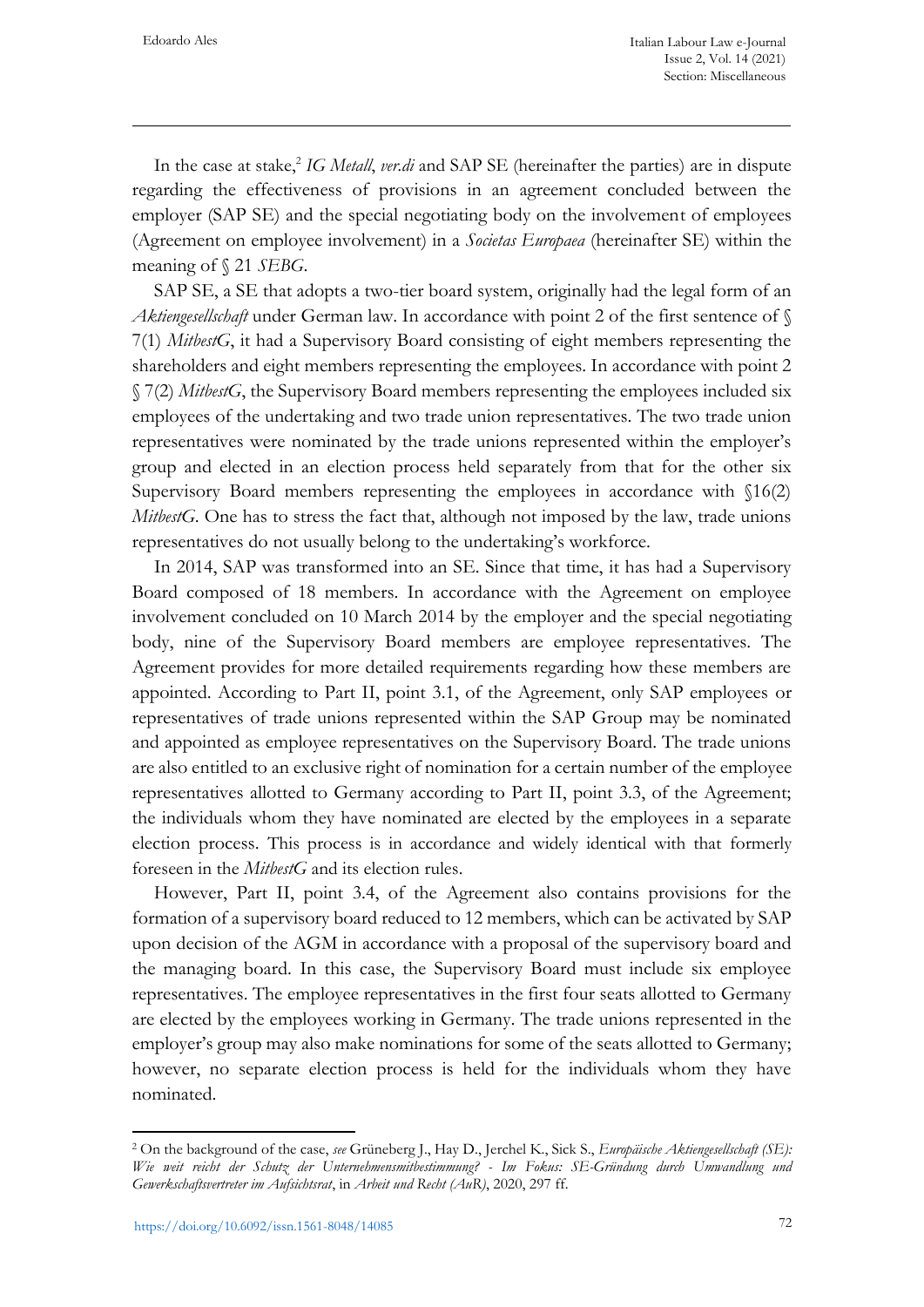In the case at stake,[2] *IG Metall*, *ver.di* and SAP SE (hereinafter the parties) are in dispute regarding the effectiveness of provisions in an agreement concluded between the employer (SAP SE) and the special negotiating body on the involvement of employees (Agreement on employee involvement) in a *Societas Europaea* (hereinafter SE) within the meaning of § 21 *SEBG*.

SAP SE, a SE that adopts a two-tier board system, originally had the legal form of an *Aktiengesellschaft* under German law. In accordance with point 2 of the first sentence of § 7(1) *MitbestG*, it had a Supervisory Board consisting of eight members representing the shareholders and eight members representing the employees. In accordance with point 2 § 7(2) *MitbestG*, the Supervisory Board members representing the employees included six employees of the undertaking and two trade union representatives. The two trade union representatives were nominated by the trade unions represented within the employer's group and elected in an election process held separately from that for the other six Supervisory Board members representing the employees in accordance with §16(2) *MitbestG*. One has to stress the fact that, although not imposed by the law, trade unions representatives do not usually belong to the undertaking's workforce.

In 2014, SAP was transformed into an SE. Since that time, it has had a Supervisory Board composed of 18 members. In accordance with the Agreement on employee involvement concluded on 10 March 2014 by the employer and the special negotiating body, nine of the Supervisory Board members are employee representatives. The Agreement provides for more detailed requirements regarding how these members are appointed. According to Part II, point 3.1, of the Agreement, only SAP employees or representatives of trade unions represented within the SAP Group may be nominated and appointed as employee representatives on the Supervisory Board. The trade unions are also entitled to an exclusive right of nomination for a certain number of the employee representatives allotted to Germany according to Part II, point 3.3, of the Agreement; the individuals whom they have nominated are elected by the employees in a separate election process. This process is in accordance and widely identical with that formerly foreseen in the *MitbestG* and its election rules.

However, Part II, point 3.4, of the Agreement also contains provisions for the formation of a supervisory board reduced to 12 members, which can be activated by SAP upon decision of the AGM in accordance with a proposal of the supervisory board and the managing board. In this case, the Supervisory Board must include six employee representatives. The employee representatives in the first four seats allotted to Germany are elected by the employees working in Germany. The trade unions represented in the employer's group may also make nominations for some of the seats allotted to Germany; however, no separate election process is held for the individuals whom they have nominated.

---

[2] On the background of the case, *see* Grüneberg J., Hay D., Jerchel K., Sick S., *Europäische Aktiengesellschaft (SE): Wie weit reicht der Schutz der Unternehmensmitbestimmung? - Im Fokus: SE-Gründung durch Umwandlung und Gewerkschaftsvertreter im Aufsichtsrat*, in *Arbeit und Recht (AuR)*, 2020, 297 ff.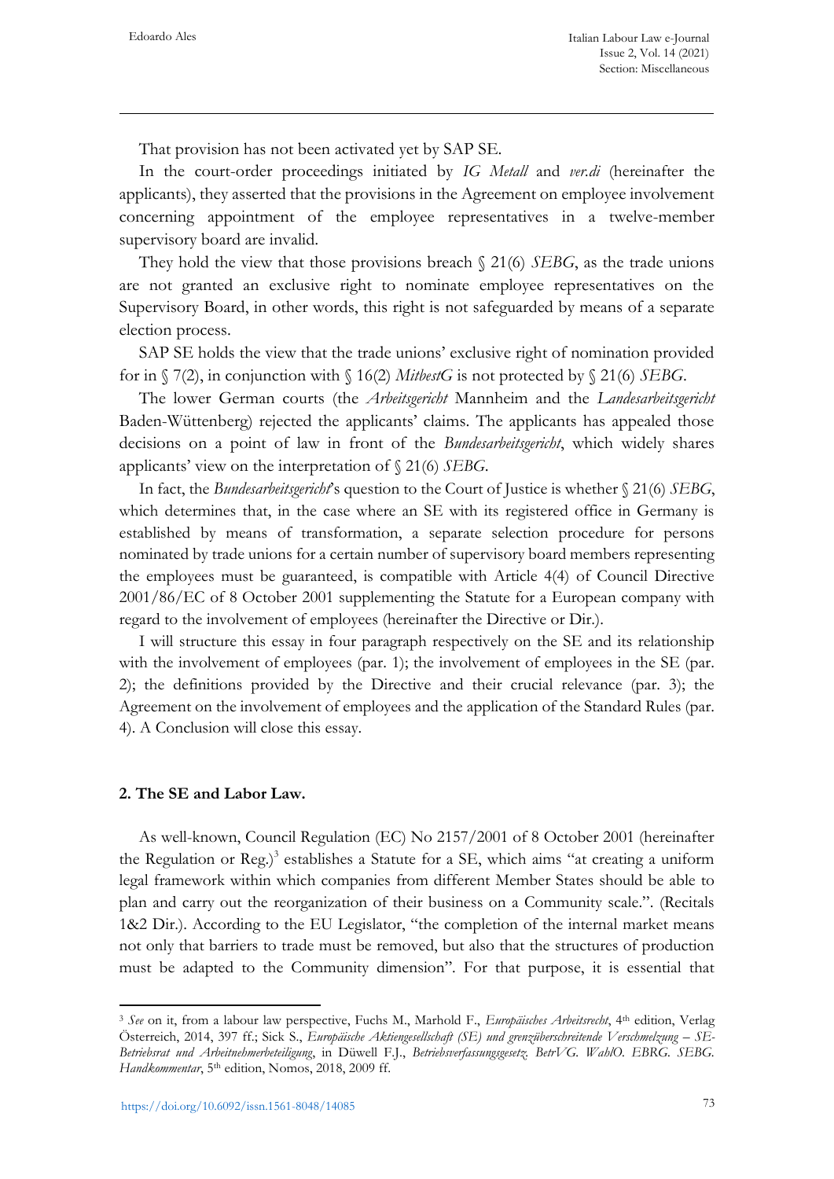That provision has not been activated yet by SAP SE.

In the court-order proceedings initiated by *IG Metall* and *ver.di* (hereinafter the applicants), they asserted that the provisions in the Agreement on employee involvement concerning appointment of the employee representatives in a twelve-member supervisory board are invalid.

They hold the view that those provisions breach § 21(6) *SEBG*, as the trade unions are not granted an exclusive right to nominate employee representatives on the Supervisory Board, in other words, this right is not safeguarded by means of a separate election process.

SAP SE holds the view that the trade unions' exclusive right of nomination provided for in § 7(2), in conjunction with § 16(2) *MitbestG* is not protected by § 21(6) *SEBG*.

The lower German courts (the *Arbeitsgericht* Mannheim and the *Landesarbeitsgericht* Baden-Wüttenberg) rejected the applicants' claims. The applicants has appealed those decisions on a point of law in front of the *Bundesarbeitsgericht*, which widely shares applicants' view on the interpretation of § 21(6) *SEBG*.

In fact, the *Bundesarbeitsgericht*'s question to the Court of Justice is whether § 21(6) *SEBG*, which determines that, in the case where an SE with its registered office in Germany is established by means of transformation, a separate selection procedure for persons nominated by trade unions for a certain number of supervisory board members representing the employees must be guaranteed, is compatible with Article 4(4) of Council Directive 2001/86/EC of 8 October 2001 supplementing the Statute for a European company with regard to the involvement of employees (hereinafter the Directive or Dir.).

I will structure this essay in four paragraph respectively on the SE and its relationship with the involvement of employees (par. 1); the involvement of employees in the SE (par. 2); the definitions provided by the Directive and their crucial relevance (par. 3); the Agreement on the involvement of employees and the application of the Standard Rules (par. 4). A Conclusion will close this essay.

## 2. The SE and Labor Law.

As well-known, Council Regulation (EC) No 2157/2001 of 8 October 2001 (hereinafter the Regulation or Reg.)[3] establishes a Statute for a SE, which aims "at creating a uniform legal framework within which companies from different Member States should be able to plan and carry out the reorganization of their business on a Community scale.". (Recitals 1&2 Dir.). According to the EU Legislator, "the completion of the internal market means not only that barriers to trade must be removed, but also that the structures of production must be adapted to the Community dimension". For that purpose, it is essential that

---

[3] *See* on it, from a labour law perspective, Fuchs M., Marhold F., *Europäisches Arbeitsrecht*, 4th edition, Verlag Österreich, 2014, 397 ff.; Sick S., *Europäische Aktiengesellschaft (SE) und grenzüberschreitende Verschmelzung – SE-Betriebsrat und Arbeitnehmerbeteiligung*, in Düwell F.J., *Betriebsverfassungsgesetz. BetrVG. WahlO. EBRG. SEBG. Handkommentar*, 5th edition, Nomos, 2018, 2009 ff.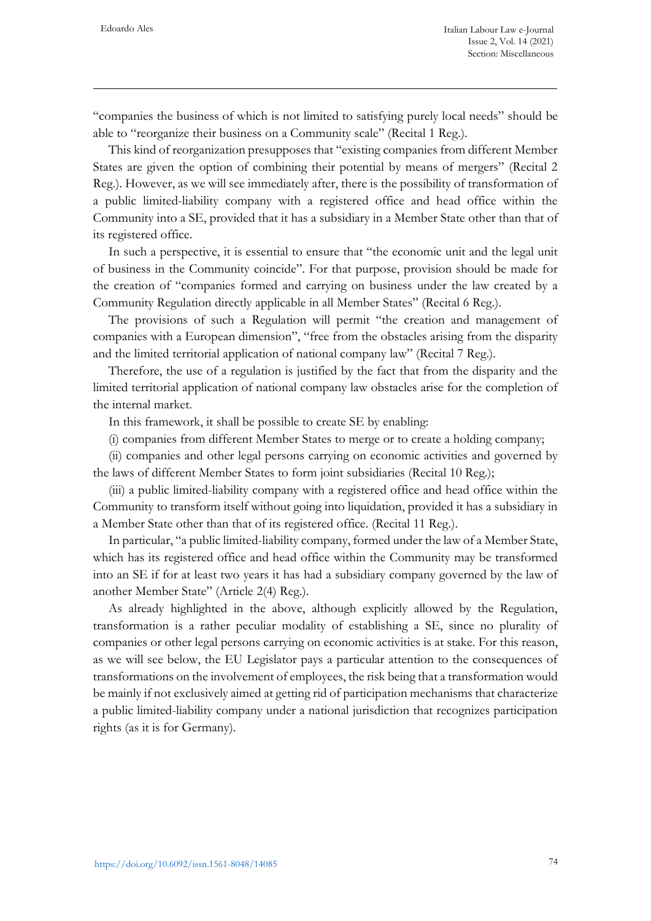"companies the business of which is not limited to satisfying purely local needs" should be able to "reorganize their business on a Community scale" (Recital 1 Reg.).

This kind of reorganization presupposes that "existing companies from different Member States are given the option of combining their potential by means of mergers" (Recital 2 Reg.). However, as we will see immediately after, there is the possibility of transformation of a public limited-liability company with a registered office and head office within the Community into a SE, provided that it has a subsidiary in a Member State other than that of its registered office.

In such a perspective, it is essential to ensure that "the economic unit and the legal unit of business in the Community coincide". For that purpose, provision should be made for the creation of "companies formed and carrying on business under the law created by a Community Regulation directly applicable in all Member States" (Recital 6 Reg.).

The provisions of such a Regulation will permit "the creation and management of companies with a European dimension", "free from the obstacles arising from the disparity and the limited territorial application of national company law" (Recital 7 Reg.).

Therefore, the use of a regulation is justified by the fact that from the disparity and the limited territorial application of national company law obstacles arise for the completion of the internal market.

In this framework, it shall be possible to create SE by enabling:

(i) companies from different Member States to merge or to create a holding company;

(ii) companies and other legal persons carrying on economic activities and governed by the laws of different Member States to form joint subsidiaries (Recital 10 Reg.);

(iii) a public limited-liability company with a registered office and head office within the Community to transform itself without going into liquidation, provided it has a subsidiary in a Member State other than that of its registered office. (Recital 11 Reg.).

In particular, "a public limited-liability company, formed under the law of a Member State, which has its registered office and head office within the Community may be transformed into an SE if for at least two years it has had a subsidiary company governed by the law of another Member State" (Article 2(4) Reg.).

As already highlighted in the above, although explicitly allowed by the Regulation, transformation is a rather peculiar modality of establishing a SE, since no plurality of companies or other legal persons carrying on economic activities is at stake. For this reason, as we will see below, the EU Legislator pays a particular attention to the consequences of transformations on the involvement of employees, the risk being that a transformation would be mainly if not exclusively aimed at getting rid of participation mechanisms that characterize a public limited-liability company under a national jurisdiction that recognizes participation rights (as it is for Germany).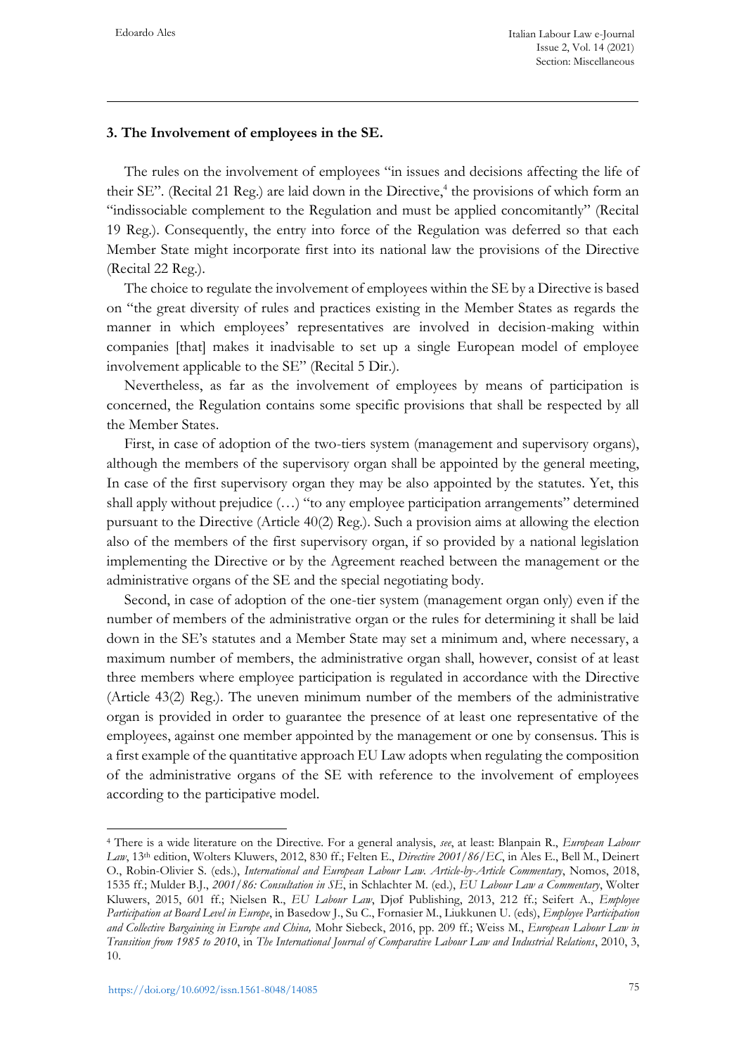### 3. The Involvement of employees in the SE.

The rules on the involvement of employees "in issues and decisions affecting the life of their SE". (Recital 21 Reg.) are laid down in the Directive,[4] the provisions of which form an "indissociable complement to the Regulation and must be applied concomitantly" (Recital 19 Reg.). Consequently, the entry into force of the Regulation was deferred so that each Member State might incorporate first into its national law the provisions of the Directive (Recital 22 Reg.).

The choice to regulate the involvement of employees within the SE by a Directive is based on "the great diversity of rules and practices existing in the Member States as regards the manner in which employees' representatives are involved in decision-making within companies [that] makes it inadvisable to set up a single European model of employee involvement applicable to the SE" (Recital 5 Dir.).

Nevertheless, as far as the involvement of employees by means of participation is concerned, the Regulation contains some specific provisions that shall be respected by all the Member States.

First, in case of adoption of the two-tiers system (management and supervisory organs), although the members of the supervisory organ shall be appointed by the general meeting, In case of the first supervisory organ they may be also appointed by the statutes. Yet, this shall apply without prejudice (…) "to any employee participation arrangements" determined pursuant to the Directive (Article 40(2) Reg.). Such a provision aims at allowing the election also of the members of the first supervisory organ, if so provided by a national legislation implementing the Directive or by the Agreement reached between the management or the administrative organs of the SE and the special negotiating body.

Second, in case of adoption of the one-tier system (management organ only) even if the number of members of the administrative organ or the rules for determining it shall be laid down in the SE's statutes and a Member State may set a minimum and, where necessary, a maximum number of members, the administrative organ shall, however, consist of at least three members where employee participation is regulated in accordance with the Directive (Article 43(2) Reg.). The uneven minimum number of the members of the administrative organ is provided in order to guarantee the presence of at least one representative of the employees, against one member appointed by the management or one by consensus. This is a first example of the quantitative approach EU Law adopts when regulating the composition of the administrative organs of the SE with reference to the involvement of employees according to the participative model.

---

[4] There is a wide literature on the Directive. For a general analysis, *see*, at least: Blanpain R., *European Labour Law*, 13th edition, Wolters Kluwers, 2012, 830 ff.; Felten E., *Directive 2001/86/EC*, in Ales E., Bell M., Deinert O., Robin-Olivier S. (eds.), *International and European Labour Law. Article-by-Article Commentary*, Nomos, 2018, 1535 ff.; Mulder B.J., *2001/86: Consultation in SE*, in Schlachter M. (ed.), *EU Labour Law a Commentary*, Wolter Kluwers, 2015, 601 ff.; Nielsen R., *EU Labour Law*, Djøf Publishing, 2013, 212 ff.; Seifert A., *Employee Participation at Board Level in Europe*, in Basedow J., Su C., Fornasier M., Liukkunen U. (eds), *Employee Participation and Collective Bargaining in Europe and China,* Mohr Siebeck, 2016, pp. 209 ff.; Weiss M., *European Labour Law in Transition from 1985 to 2010*, in *The International Journal of Comparative Labour Law and Industrial Relations*, 2010, 3, 10.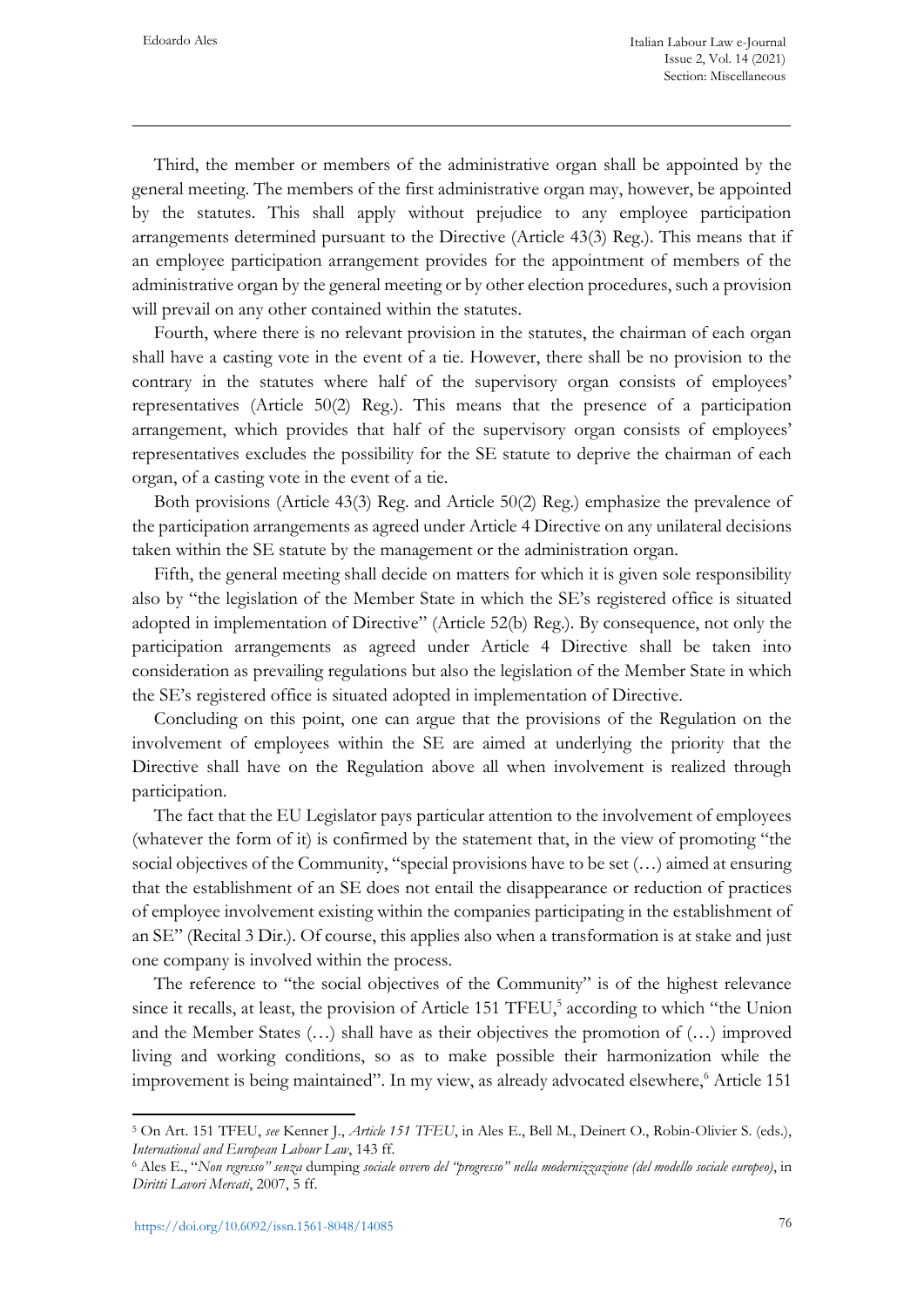Third, the member or members of the administrative organ shall be appointed by the general meeting. The members of the first administrative organ may, however, be appointed by the statutes. This shall apply without prejudice to any employee participation arrangements determined pursuant to the Directive (Article 43(3) Reg.). This means that if an employee participation arrangement provides for the appointment of members of the administrative organ by the general meeting or by other election procedures, such a provision will prevail on any other contained within the statutes.

Fourth, where there is no relevant provision in the statutes, the chairman of each organ shall have a casting vote in the event of a tie. However, there shall be no provision to the contrary in the statutes where half of the supervisory organ consists of employees' representatives (Article 50(2) Reg.). This means that the presence of a participation arrangement, which provides that half of the supervisory organ consists of employees' representatives excludes the possibility for the SE statute to deprive the chairman of each organ, of a casting vote in the event of a tie.

Both provisions (Article 43(3) Reg. and Article 50(2) Reg.) emphasize the prevalence of the participation arrangements as agreed under Article 4 Directive on any unilateral decisions taken within the SE statute by the management or the administration organ.

Fifth, the general meeting shall decide on matters for which it is given sole responsibility also by "the legislation of the Member State in which the SE's registered office is situated adopted in implementation of Directive" (Article 52(b) Reg.). By consequence, not only the participation arrangements as agreed under Article 4 Directive shall be taken into consideration as prevailing regulations but also the legislation of the Member State in which the SE's registered office is situated adopted in implementation of Directive.

Concluding on this point, one can argue that the provisions of the Regulation on the involvement of employees within the SE are aimed at underlying the priority that the Directive shall have on the Regulation above all when involvement is realized through participation.

The fact that the EU Legislator pays particular attention to the involvement of employees (whatever the form of it) is confirmed by the statement that, in the view of promoting "the social objectives of the Community, "special provisions have to be set (…) aimed at ensuring that the establishment of an SE does not entail the disappearance or reduction of practices of employee involvement existing within the companies participating in the establishment of an SE" (Recital 3 Dir.). Of course, this applies also when a transformation is at stake and just one company is involved within the process.

The reference to "the social objectives of the Community" is of the highest relevance since it recalls, at least, the provision of Article 151 TFEU,[5] according to which "the Union and the Member States (…) shall have as their objectives the promotion of (…) improved living and working conditions, so as to make possible their harmonization while the improvement is being maintained". In my view, as already advocated elsewhere,[6] Article 151

---

[5] On Art. 151 TFEU, *see* Kenner J., *Article 151 TFEU*, in Ales E., Bell M., Deinert O., Robin-Olivier S. (eds.), *International and European Labour Law*, 143 ff.

[6] Ales E., "*Non regresso" senza* dumping *sociale ovvero del "progresso" nella modernizzazione (del modello sociale europeo)*, in *Diritti Lavori Mercati*, 2007, 5 ff.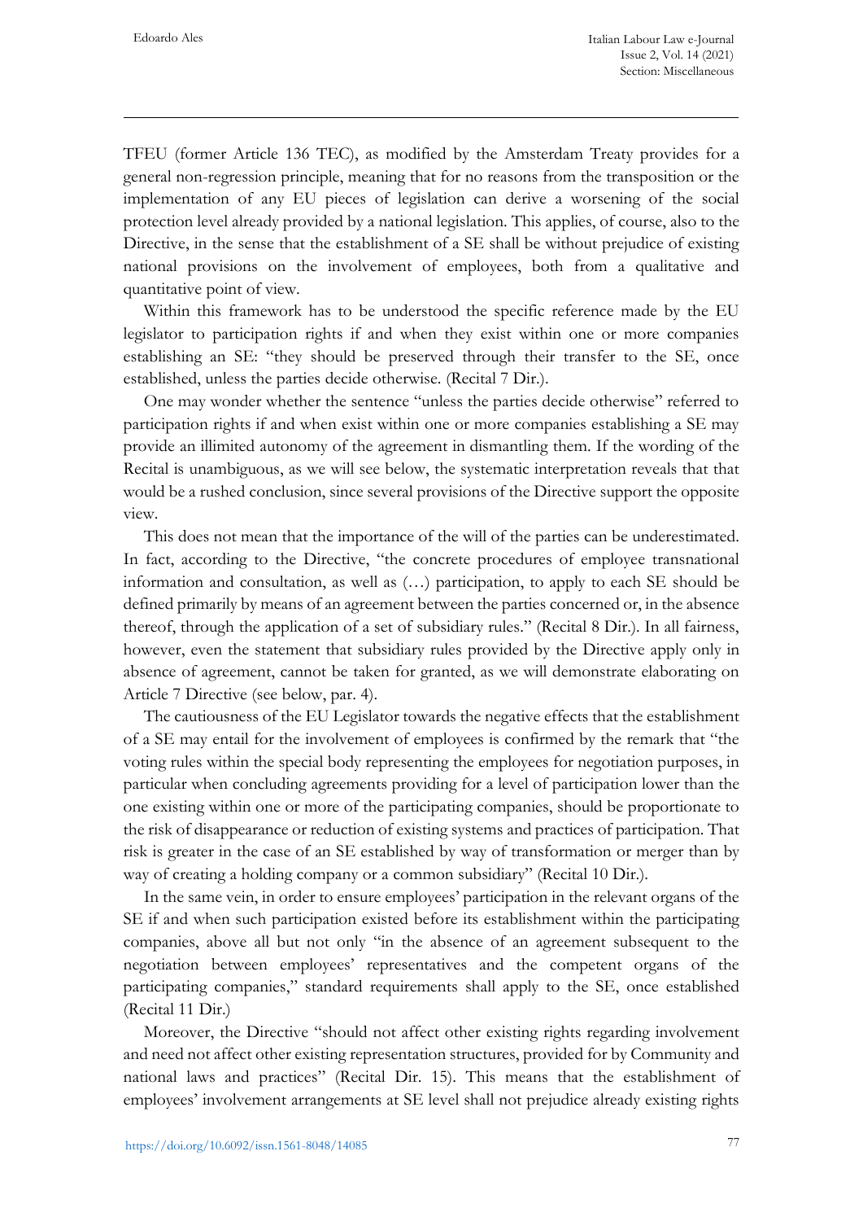TFEU (former Article 136 TEC), as modified by the Amsterdam Treaty provides for a general non-regression principle, meaning that for no reasons from the transposition or the implementation of any EU pieces of legislation can derive a worsening of the social protection level already provided by a national legislation. This applies, of course, also to the Directive, in the sense that the establishment of a SE shall be without prejudice of existing national provisions on the involvement of employees, both from a qualitative and quantitative point of view.

Within this framework has to be understood the specific reference made by the EU legislator to participation rights if and when they exist within one or more companies establishing an SE: "they should be preserved through their transfer to the SE, once established, unless the parties decide otherwise. (Recital 7 Dir.).

One may wonder whether the sentence "unless the parties decide otherwise" referred to participation rights if and when exist within one or more companies establishing a SE may provide an illimited autonomy of the agreement in dismantling them. If the wording of the Recital is unambiguous, as we will see below, the systematic interpretation reveals that that would be a rushed conclusion, since several provisions of the Directive support the opposite view.

This does not mean that the importance of the will of the parties can be underestimated. In fact, according to the Directive, "the concrete procedures of employee transnational information and consultation, as well as (…) participation, to apply to each SE should be defined primarily by means of an agreement between the parties concerned or, in the absence thereof, through the application of a set of subsidiary rules." (Recital 8 Dir.). In all fairness, however, even the statement that subsidiary rules provided by the Directive apply only in absence of agreement, cannot be taken for granted, as we will demonstrate elaborating on Article 7 Directive (see below, par. 4).

The cautiousness of the EU Legislator towards the negative effects that the establishment of a SE may entail for the involvement of employees is confirmed by the remark that "the voting rules within the special body representing the employees for negotiation purposes, in particular when concluding agreements providing for a level of participation lower than the one existing within one or more of the participating companies, should be proportionate to the risk of disappearance or reduction of existing systems and practices of participation. That risk is greater in the case of an SE established by way of transformation or merger than by way of creating a holding company or a common subsidiary" (Recital 10 Dir.).

In the same vein, in order to ensure employees' participation in the relevant organs of the SE if and when such participation existed before its establishment within the participating companies, above all but not only "in the absence of an agreement subsequent to the negotiation between employees' representatives and the competent organs of the participating companies," standard requirements shall apply to the SE, once established (Recital 11 Dir.)

Moreover, the Directive "should not affect other existing rights regarding involvement and need not affect other existing representation structures, provided for by Community and national laws and practices" (Recital Dir. 15). This means that the establishment of employees' involvement arrangements at SE level shall not prejudice already existing rights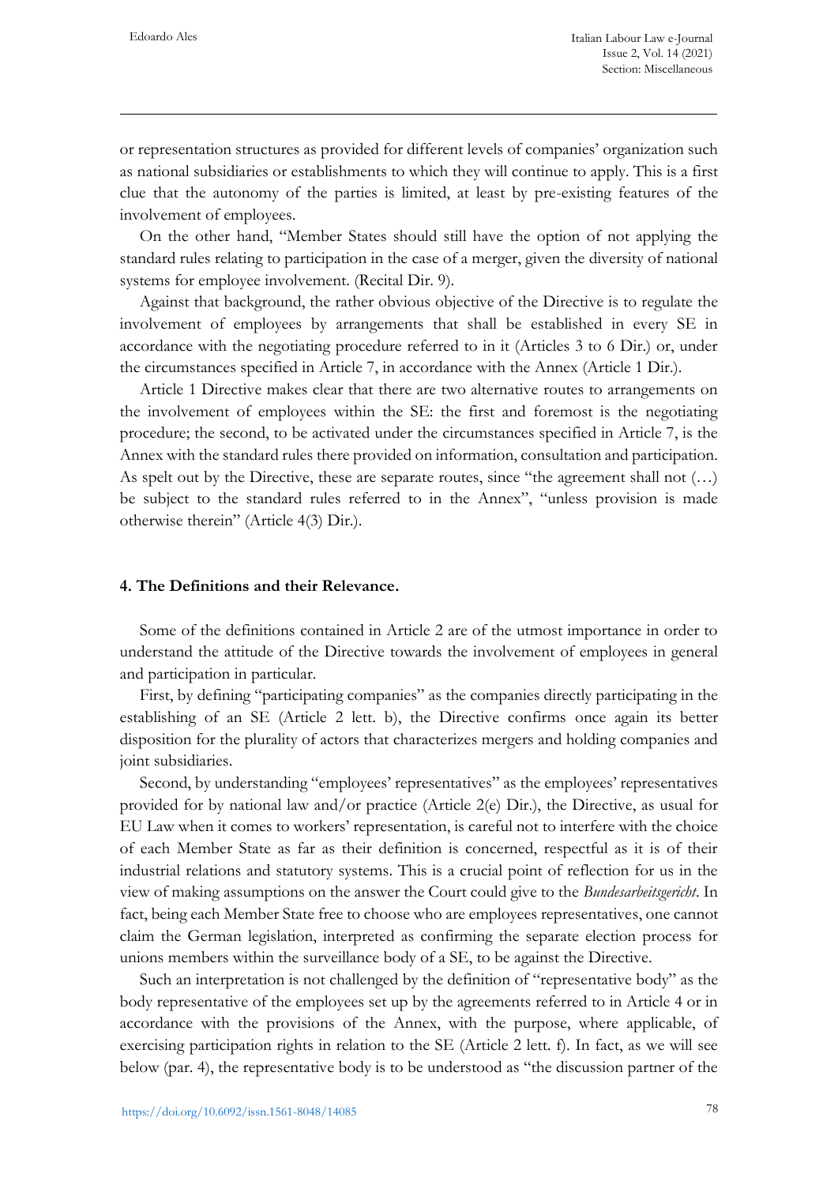or representation structures as provided for different levels of companies' organization such as national subsidiaries or establishments to which they will continue to apply. This is a first clue that the autonomy of the parties is limited, at least by pre-existing features of the involvement of employees.

On the other hand, "Member States should still have the option of not applying the standard rules relating to participation in the case of a merger, given the diversity of national systems for employee involvement. (Recital Dir. 9).

Against that background, the rather obvious objective of the Directive is to regulate the involvement of employees by arrangements that shall be established in every SE in accordance with the negotiating procedure referred to in it (Articles 3 to 6 Dir.) or, under the circumstances specified in Article 7, in accordance with the Annex (Article 1 Dir.).

Article 1 Directive makes clear that there are two alternative routes to arrangements on the involvement of employees within the SE: the first and foremost is the negotiating procedure; the second, to be activated under the circumstances specified in Article 7, is the Annex with the standard rules there provided on information, consultation and participation. As spelt out by the Directive, these are separate routes, since "the agreement shall not (…) be subject to the standard rules referred to in the Annex", "unless provision is made otherwise therein" (Article 4(3) Dir.).

## 4. The Definitions and their Relevance.

Some of the definitions contained in Article 2 are of the utmost importance in order to understand the attitude of the Directive towards the involvement of employees in general and participation in particular.

First, by defining "participating companies" as the companies directly participating in the establishing of an SE (Article 2 lett. b), the Directive confirms once again its better disposition for the plurality of actors that characterizes mergers and holding companies and joint subsidiaries.

Second, by understanding "employees' representatives" as the employees' representatives provided for by national law and/or practice (Article 2(e) Dir.), the Directive, as usual for EU Law when it comes to workers' representation, is careful not to interfere with the choice of each Member State as far as their definition is concerned, respectful as it is of their industrial relations and statutory systems. This is a crucial point of reflection for us in the view of making assumptions on the answer the Court could give to the *Bundesarbeitsgericht*. In fact, being each Member State free to choose who are employees representatives, one cannot claim the German legislation, interpreted as confirming the separate election process for unions members within the surveillance body of a SE, to be against the Directive.

Such an interpretation is not challenged by the definition of "representative body" as the body representative of the employees set up by the agreements referred to in Article 4 or in accordance with the provisions of the Annex, with the purpose, where applicable, of exercising participation rights in relation to the SE (Article 2 lett. f). In fact, as we will see below (par. 4), the representative body is to be understood as "the discussion partner of the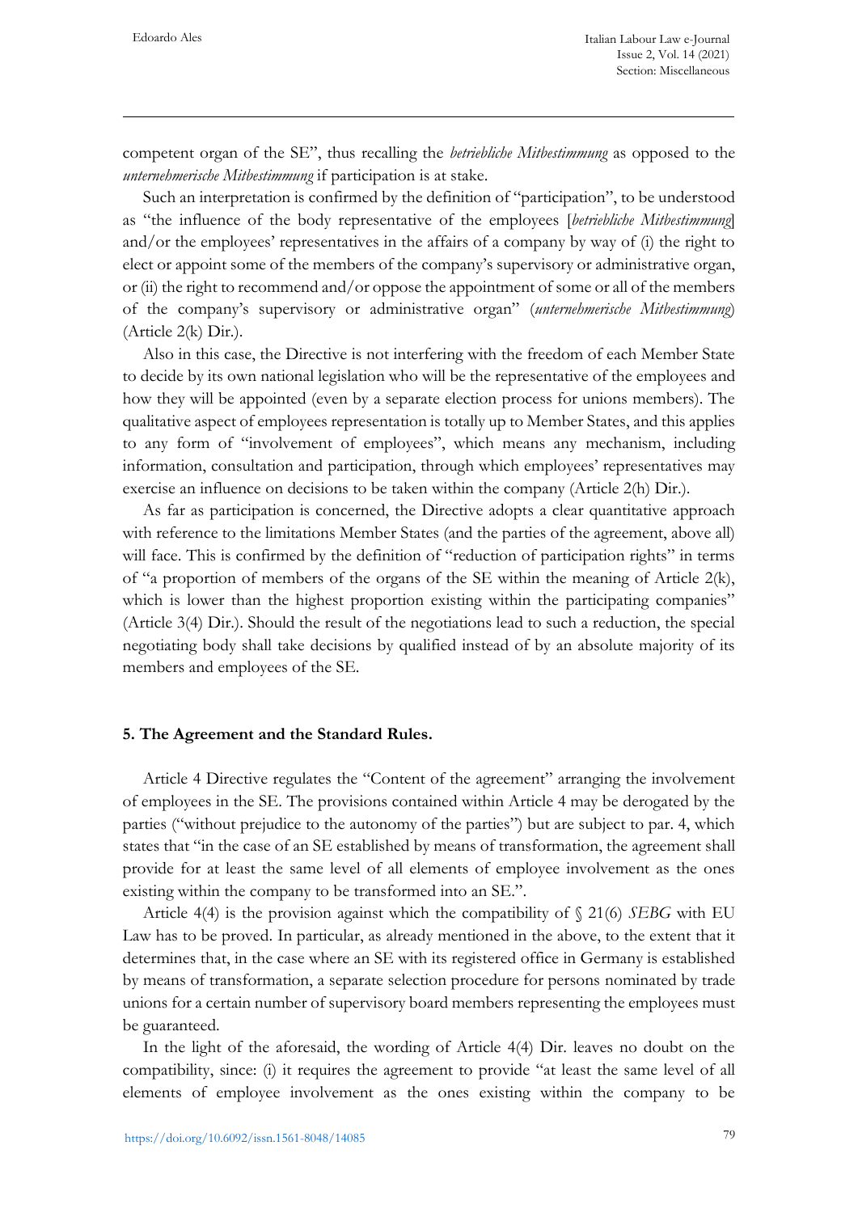competent organ of the SE", thus recalling the *betriebliche Mitbestimmung* as opposed to the *unternehmerische Mitbestimmung* if participation is at stake.

Such an interpretation is confirmed by the definition of "participation", to be understood as "the influence of the body representative of the employees [*betriebliche Mitbestimmung*] and/or the employees' representatives in the affairs of a company by way of (i) the right to elect or appoint some of the members of the company's supervisory or administrative organ, or (ii) the right to recommend and/or oppose the appointment of some or all of the members of the company's supervisory or administrative organ" (*unternehmerische Mitbestimmung*) (Article 2(k) Dir.).

Also in this case, the Directive is not interfering with the freedom of each Member State to decide by its own national legislation who will be the representative of the employees and how they will be appointed (even by a separate election process for unions members). The qualitative aspect of employees representation is totally up to Member States, and this applies to any form of "involvement of employees", which means any mechanism, including information, consultation and participation, through which employees' representatives may exercise an influence on decisions to be taken within the company (Article 2(h) Dir.).

As far as participation is concerned, the Directive adopts a clear quantitative approach with reference to the limitations Member States (and the parties of the agreement, above all) will face. This is confirmed by the definition of "reduction of participation rights" in terms of "a proportion of members of the organs of the SE within the meaning of Article 2(k), which is lower than the highest proportion existing within the participating companies" (Article 3(4) Dir.). Should the result of the negotiations lead to such a reduction, the special negotiating body shall take decisions by qualified instead of by an absolute majority of its members and employees of the SE.

## 5. The Agreement and the Standard Rules.

Article 4 Directive regulates the "Content of the agreement" arranging the involvement of employees in the SE. The provisions contained within Article 4 may be derogated by the parties ("without prejudice to the autonomy of the parties") but are subject to par. 4, which states that "in the case of an SE established by means of transformation, the agreement shall provide for at least the same level of all elements of employee involvement as the ones existing within the company to be transformed into an SE.".

Article 4(4) is the provision against which the compatibility of § 21(6) *SEBG* with EU Law has to be proved. In particular, as already mentioned in the above, to the extent that it determines that, in the case where an SE with its registered office in Germany is established by means of transformation, a separate selection procedure for persons nominated by trade unions for a certain number of supervisory board members representing the employees must be guaranteed.

In the light of the aforesaid, the wording of Article 4(4) Dir. leaves no doubt on the compatibility, since: (i) it requires the agreement to provide "at least the same level of all elements of employee involvement as the ones existing within the company to be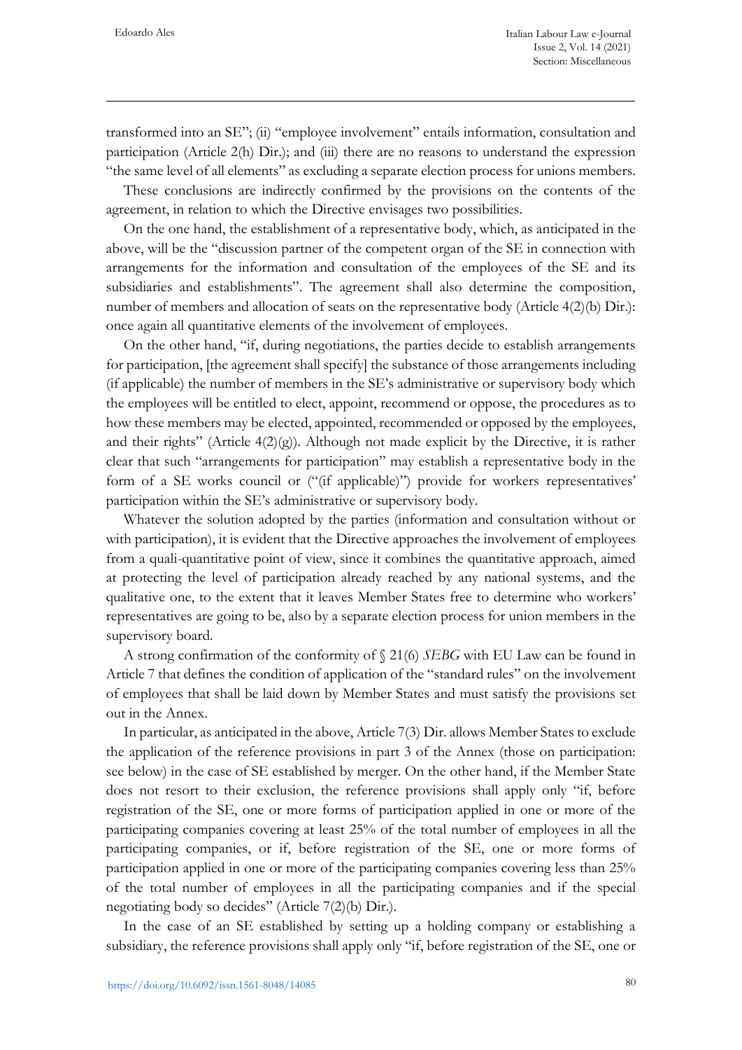transformed into an SE"; (ii) "employee involvement" entails information, consultation and participation (Article 2(h) Dir.); and (iii) there are no reasons to understand the expression "the same level of all elements" as excluding a separate election process for unions members.

These conclusions are indirectly confirmed by the provisions on the contents of the agreement, in relation to which the Directive envisages two possibilities.

On the one hand, the establishment of a representative body, which, as anticipated in the above, will be the "discussion partner of the competent organ of the SE in connection with arrangements for the information and consultation of the employees of the SE and its subsidiaries and establishments". The agreement shall also determine the composition, number of members and allocation of seats on the representative body (Article 4(2)(b) Dir.): once again all quantitative elements of the involvement of employees.

On the other hand, "if, during negotiations, the parties decide to establish arrangements for participation, [the agreement shall specify] the substance of those arrangements including (if applicable) the number of members in the SE's administrative or supervisory body which the employees will be entitled to elect, appoint, recommend or oppose, the procedures as to how these members may be elected, appointed, recommended or opposed by the employees, and their rights" (Article 4(2)(g)). Although not made explicit by the Directive, it is rather clear that such "arrangements for participation" may establish a representative body in the form of a SE works council or ("(if applicable)") provide for workers representatives' participation within the SE's administrative or supervisory body.

Whatever the solution adopted by the parties (information and consultation without or with participation), it is evident that the Directive approaches the involvement of employees from a quali-quantitative point of view, since it combines the quantitative approach, aimed at protecting the level of participation already reached by any national systems, and the qualitative one, to the extent that it leaves Member States free to determine who workers' representatives are going to be, also by a separate election process for union members in the supervisory board.

A strong confirmation of the conformity of § 21(6) *SEBG* with EU Law can be found in Article 7 that defines the condition of application of the "standard rules" on the involvement of employees that shall be laid down by Member States and must satisfy the provisions set out in the Annex.

In particular, as anticipated in the above, Article 7(3) Dir. allows Member States to exclude the application of the reference provisions in part 3 of the Annex (those on participation: see below) in the case of SE established by merger. On the other hand, if the Member State does not resort to their exclusion, the reference provisions shall apply only "if, before registration of the SE, one or more forms of participation applied in one or more of the participating companies covering at least 25% of the total number of employees in all the participating companies, or if, before registration of the SE, one or more forms of participation applied in one or more of the participating companies covering less than 25% of the total number of employees in all the participating companies and if the special negotiating body so decides" (Article 7(2)(b) Dir.).

In the case of an SE established by setting up a holding company or establishing a subsidiary, the reference provisions shall apply only "if, before registration of the SE, one or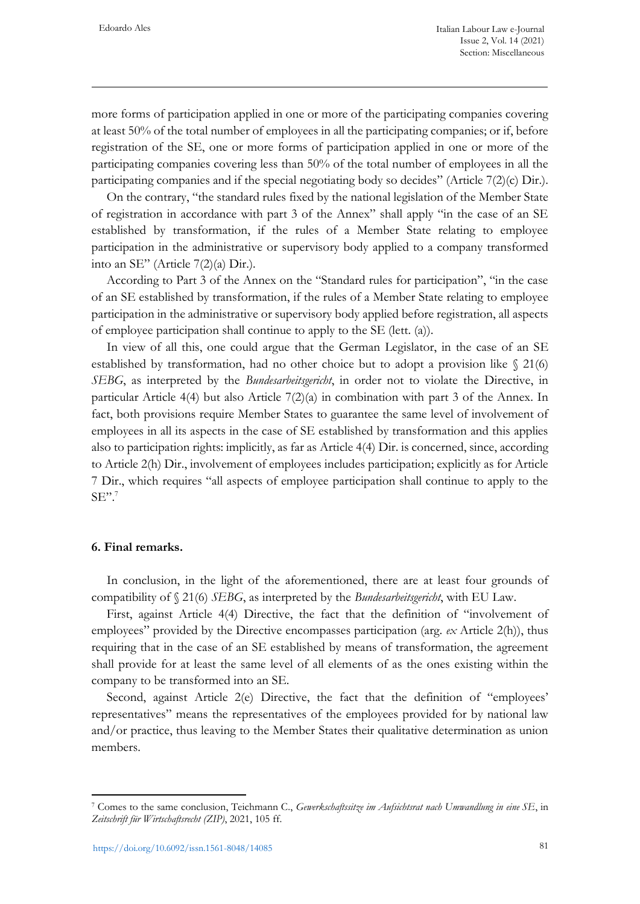more forms of participation applied in one or more of the participating companies covering at least 50% of the total number of employees in all the participating companies; or if, before registration of the SE, one or more forms of participation applied in one or more of the participating companies covering less than 50% of the total number of employees in all the participating companies and if the special negotiating body so decides" (Article 7(2)(c) Dir.).

On the contrary, "the standard rules fixed by the national legislation of the Member State of registration in accordance with part 3 of the Annex" shall apply "in the case of an SE established by transformation, if the rules of a Member State relating to employee participation in the administrative or supervisory body applied to a company transformed into an SE" (Article 7(2)(a) Dir.).

According to Part 3 of the Annex on the "Standard rules for participation", "in the case of an SE established by transformation, if the rules of a Member State relating to employee participation in the administrative or supervisory body applied before registration, all aspects of employee participation shall continue to apply to the SE (lett. (a)).

In view of all this, one could argue that the German Legislator, in the case of an SE established by transformation, had no other choice but to adopt a provision like § 21(6) *SEBG*, as interpreted by the *Bundesarbeitsgericht*, in order not to violate the Directive, in particular Article 4(4) but also Article 7(2)(a) in combination with part 3 of the Annex. In fact, both provisions require Member States to guarantee the same level of involvement of employees in all its aspects in the case of SE established by transformation and this applies also to participation rights: implicitly, as far as Article 4(4) Dir. is concerned, since, according to Article 2(h) Dir., involvement of employees includes participation; explicitly as for Article 7 Dir., which requires "all aspects of employee participation shall continue to apply to the SE".[7]

## 6. Final remarks.

In conclusion, in the light of the aforementioned, there are at least four grounds of compatibility of § 21(6) *SEBG*, as interpreted by the *Bundesarbeitsgericht*, with EU Law.

First, against Article 4(4) Directive, the fact that the definition of "involvement of employees" provided by the Directive encompasses participation (arg. *ex* Article 2(h)), thus requiring that in the case of an SE established by means of transformation, the agreement shall provide for at least the same level of all elements of as the ones existing within the company to be transformed into an SE.

Second, against Article 2(e) Directive, the fact that the definition of "employees' representatives" means the representatives of the employees provided for by national law and/or practice, thus leaving to the Member States their qualitative determination as union members.

---

[7] Comes to the same conclusion, Teichmann C., *Gewerkschaftssitze im Aufsichtsrat nach Umwandlung in eine SE*, in *Zeitschrift für Wirtschaftsrecht (ZIP)*, 2021, 105 ff.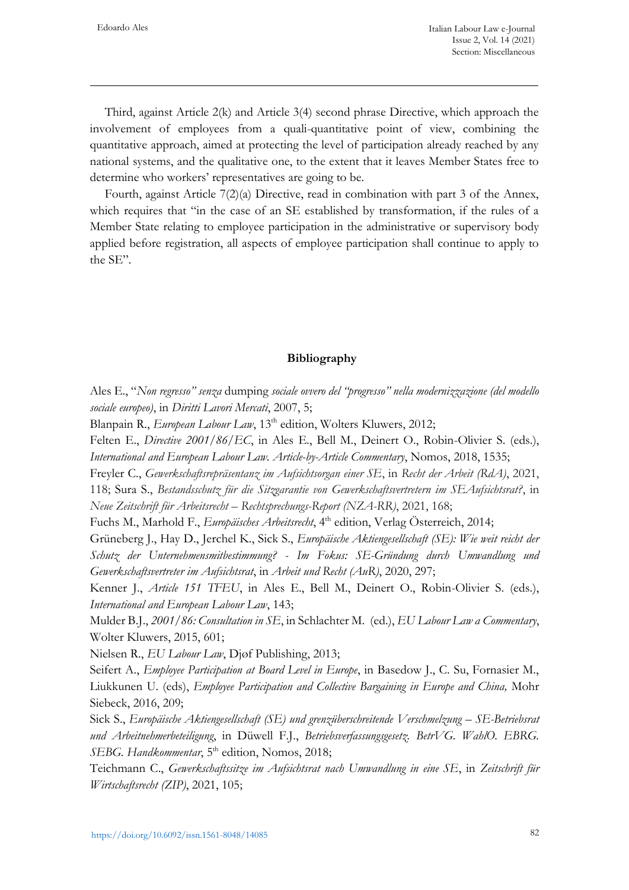Third, against Article 2(k) and Article 3(4) second phrase Directive, which approach the involvement of employees from a quali-quantitative point of view, combining the quantitative approach, aimed at protecting the level of participation already reached by any national systems, and the qualitative one, to the extent that it leaves Member States free to determine who workers' representatives are going to be.

Fourth, against Article 7(2)(a) Directive, read in combination with part 3 of the Annex, which requires that "in the case of an SE established by transformation, if the rules of a Member State relating to employee participation in the administrative or supervisory body applied before registration, all aspects of employee participation shall continue to apply to the SE".

## Bibliography

Ales E., "*Non regresso" senza* dumping *sociale ovvero del "progresso" nella modernizzazione (del modello sociale europeo)*, in *Diritti Lavori Mercati*, 2007, 5;

Blanpain R., *European Labour Law*, 13th edition, Wolters Kluwers, 2012;

Felten E., *Directive 2001/86/EC*, in Ales E., Bell M., Deinert O., Robin-Olivier S. (eds.), *International and European Labour Law. Article-by-Article Commentary*, Nomos, 2018, 1535;

Freyler C., *Gewerkschaftsrepräsentanz im Aufsichtsorgan einer SE*, in *Recht der Arbeit (RdA)*, 2021, 118; Sura S., *Bestandsschutz für die Sitzgarantie von Gewerkschaftsvertretern im SEAufsichtsrat?*, in *Neue Zeitschrift für Arbeitsrecht – Rechtsprechungs-Report (NZA-RR)*, 2021, 168;

Fuchs M., Marhold F., *Europäisches Arbeitsrecht*, 4th edition, Verlag Österreich, 2014;

Grüneberg J., Hay D., Jerchel K., Sick S., *Europäische Aktiengesellschaft (SE): Wie weit reicht der Schutz der Unternehmensmitbestimmung? - Im Fokus: SE-Gründung durch Umwandlung und Gewerkschaftsvertreter im Aufsichtsrat*, in *Arbeit und Recht (AuR)*, 2020, 297;

Kenner J., *Article 151 TFEU*, in Ales E., Bell M., Deinert O., Robin-Olivier S. (eds.), *International and European Labour Law*, 143;

Mulder B.J., *2001/86: Consultation in SE*, in Schlachter M. (ed.), *EU Labour Law a Commentary*, Wolter Kluwers, 2015, 601;

Nielsen R., *EU Labour Law*, Djøf Publishing, 2013;

Seifert A., *Employee Participation at Board Level in Europe*, in Basedow J., C. Su, Fornasier M., Liukkunen U. (eds), *Employee Participation and Collective Bargaining in Europe and China,* Mohr Siebeck, 2016, 209;

Sick S., *Europäische Aktiengesellschaft (SE) und grenzüberschreitende Verschmelzung – SE-Betriebsrat und Arbeitnehmerbeteiligung*, in Düwell F.J., *Betriebsverfassungsgesetz. BetrVG. WahlO. EBRG. SEBG. Handkommentar*, 5th edition, Nomos, 2018;

Teichmann C., *Gewerkschaftssitze im Aufsichtsrat nach Umwandlung in eine SE*, in *Zeitschrift für Wirtschaftsrecht (ZIP)*, 2021, 105;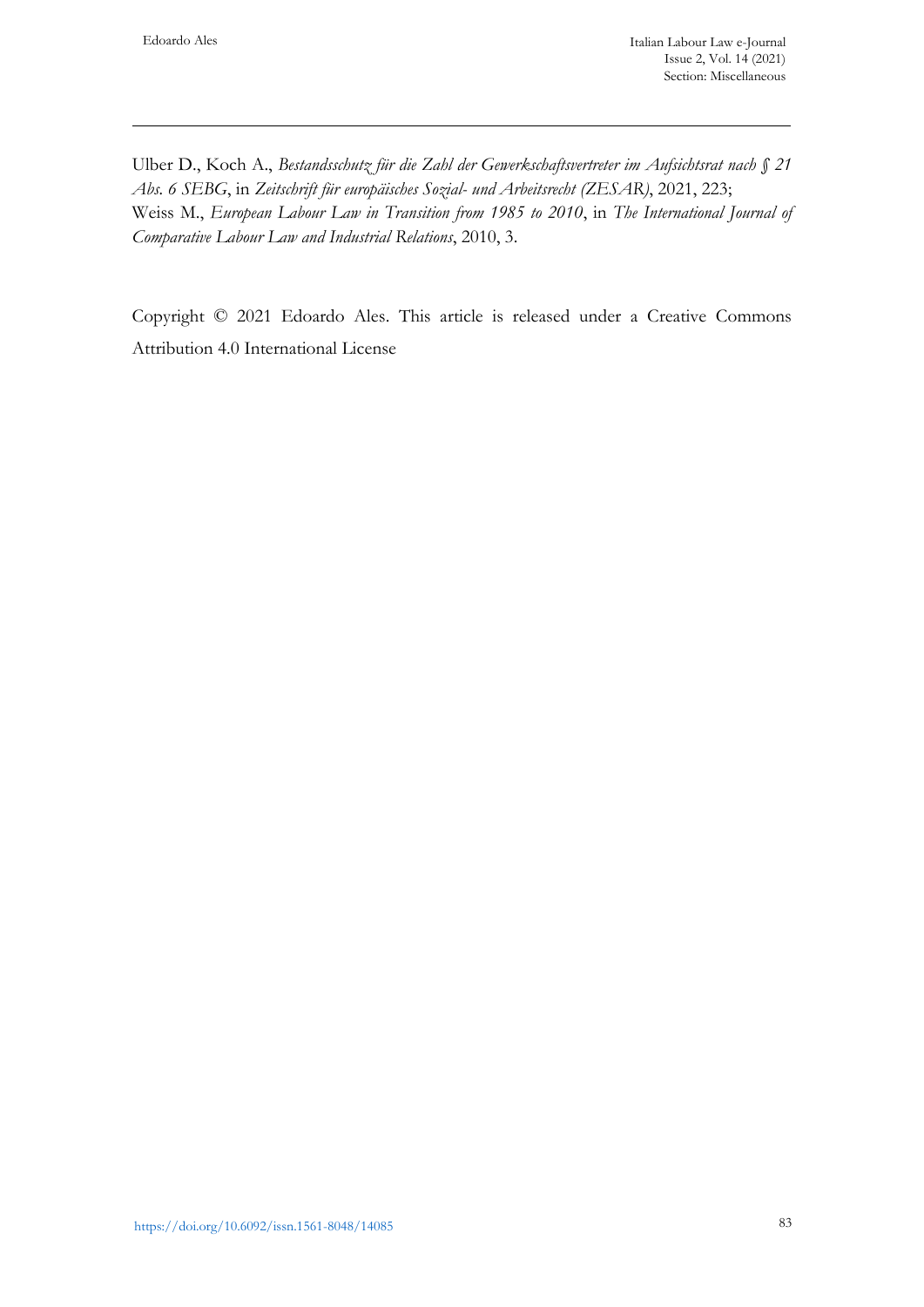Ulber D., Koch A., *Bestandsschutz für die Zahl der Gewerkschaftsvertreter im Aufsichtsrat nach § 21 Abs. 6 SEBG*, in *Zeitschrift für europäisches Sozial- und Arbeitsrecht (ZESAR)*, 2021, 223;
Weiss M., *European Labour Law in Transition from 1985 to 2010*, in *The International Journal of Comparative Labour Law and Industrial Relations*, 2010, 3.

Copyright © 2021 Edoardo Ales. This article is released under a Creative Commons Attribution 4.0 International License